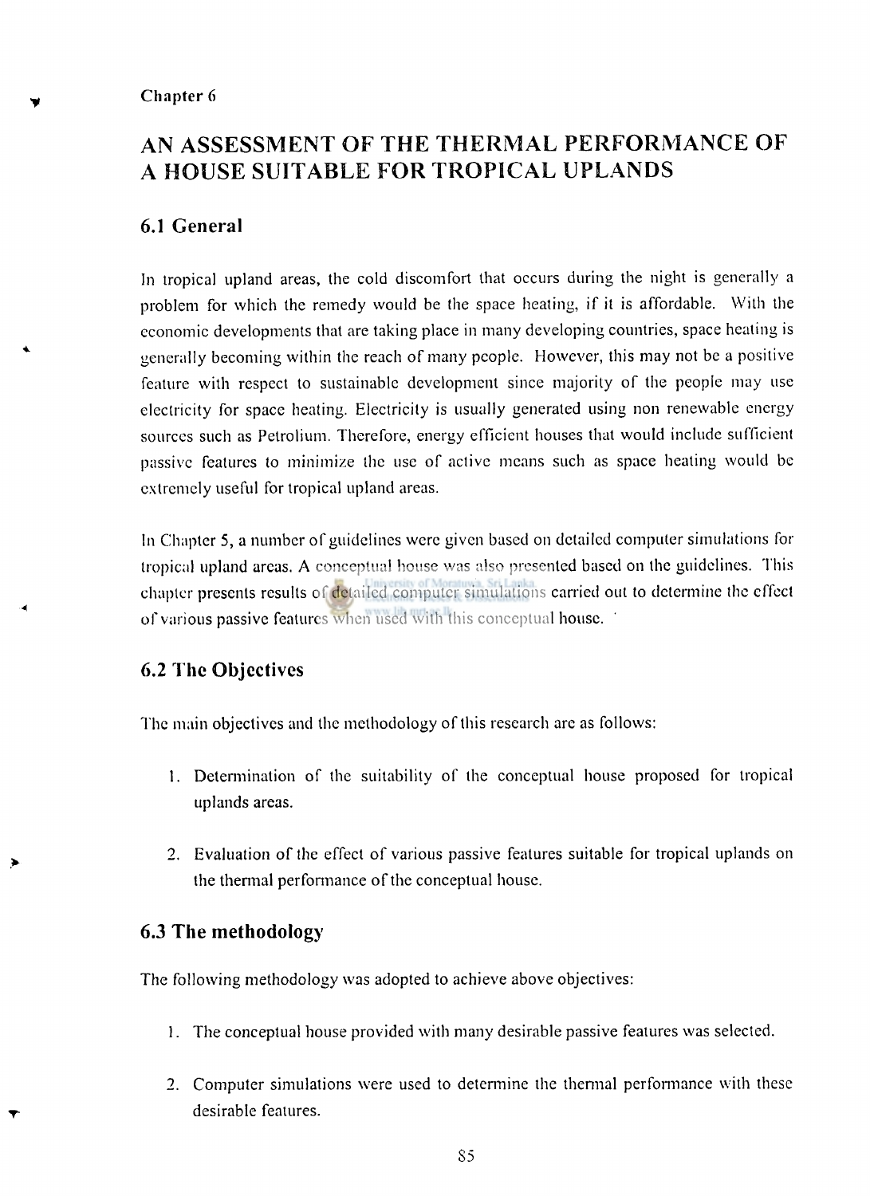Chapter 6

# AN ASSESSMENT OF THE THERMAL PERFORMANCE OF A HOUSE SUITABLE FOR TROPICAL UPLANDS

## 6.1 General

In tropical upland areas, the cold discomfort that occurs during the night is generally a problem for which the remedy would be the space heating, if it is affordable. With the economic developments that are taking place in many developing countries, space heating is generally becoming within the reach of many people. However, this may not be a positive feature with respect to sustainable development since majority of the people may use electricity for space heating. Electricity is usually generated using non renewable energy sources such as Petrolium. Therefore, energy efficient houses that would include sufficient passive features to minimize the use of active means such as space heating would be extremely useful for tropical upland areas.

In Chapter 5, a number of guidelines were given based on detailed computer simulations for tropical upland areas. A conceptual house was also presented based on the guidelines. This chapter presents results of detailed computer simulations carried out to determine the effect of various passive features when used with this conceptual house.

## 6.2 The Objectives

The main objectives and the methodology of this research are as follows:

1. Determination of the suitability of the conceptual house proposed for tropical uplands areas.

2. Evaluation of the effect of various passive features suitable for tropical uplands on the thermal performance of the conceptual house.

## 6.3 The methodology

The following methodology was adopted to achieve above objectives:

1. The conceptual house provided with many desirable passive features was selected.

2. Computer simulations were used to determine the thermal performance with these desirable features.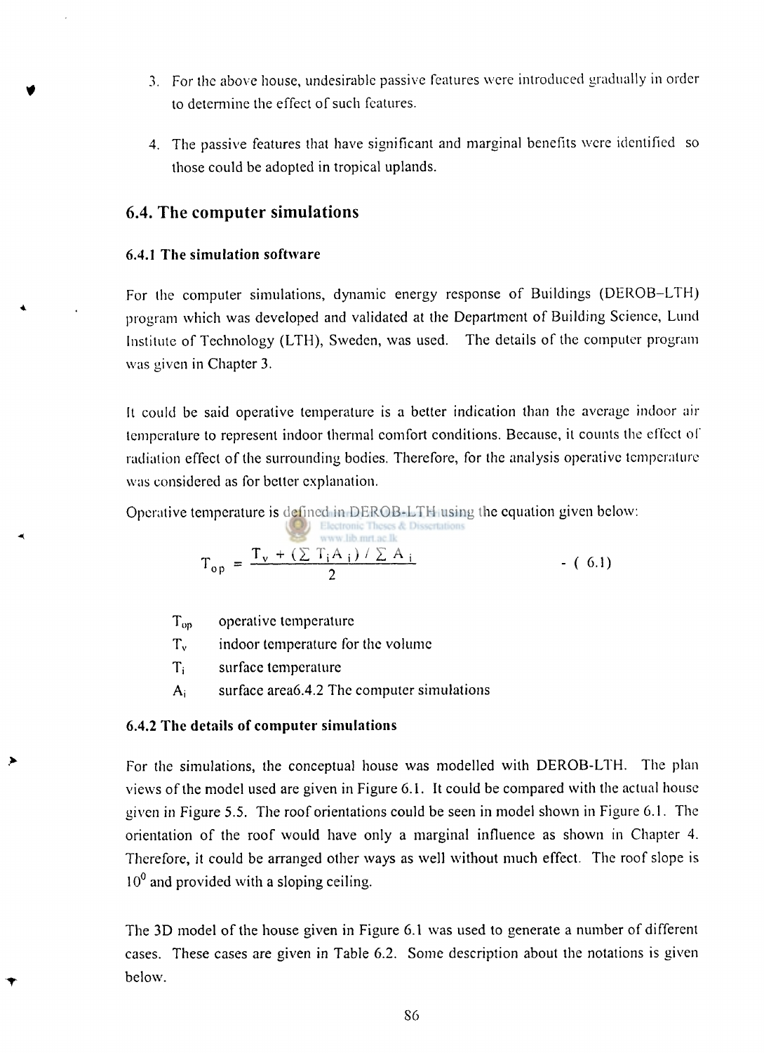3. For the above house, undesirable passive features were introduced gradually in order to determine the effect of such features.

4. The passive features that have significant and marginal benefits were identified so those could be adopted in tropical uplands.

## 6.4. The computer simulations

### 6.4.1 The simulation software

For the computer simulations, dynamic energy response of Buildings (DEROB–LTH) program which was developed and validated at the Department of Building Science, Lund Institute of Technology (LTH), Sweden, was used. The details of the computer program was given in Chapter 3.

It could be said operative temperature is a better indication than the average indoor air temperature to represent indoor thermal comfort conditions. Because, it counts the effect of radiation effect of the surrounding bodies. Therefore, for the analysis operative temperature was considered as for better explanation.

Operative temperature is defined in DEROB-LTH using the equation given below:

$$T_{op} = \frac{T_v + (\sum T_i A_i) / \sum A_i}{2} \quad - (6.1)$$

| | |
|---|---|
| $T_{op}$ | operative temperature |
| $T_v$ | indoor temperature for the volume |
| $T_i$ | surface temperature |
| $A_i$ | surface area6.4.2 The computer simulations |

### 6.4.2 The details of computer simulations

For the simulations, the conceptual house was modelled with DEROB-LTH. The plan views of the model used are given in Figure 6.1. It could be compared with the actual house given in Figure 5.5. The roof orientations could be seen in model shown in Figure 6.1. The orientation of the roof would have only a marginal influence as shown in Chapter 4. Therefore, it could be arranged other ways as well without much effect. The roof slope is $10^0$ and provided with a sloping ceiling.

The 3D model of the house given in Figure 6.1 was used to generate a number of different cases. These cases are given in Table 6.2. Some description about the notations is given below.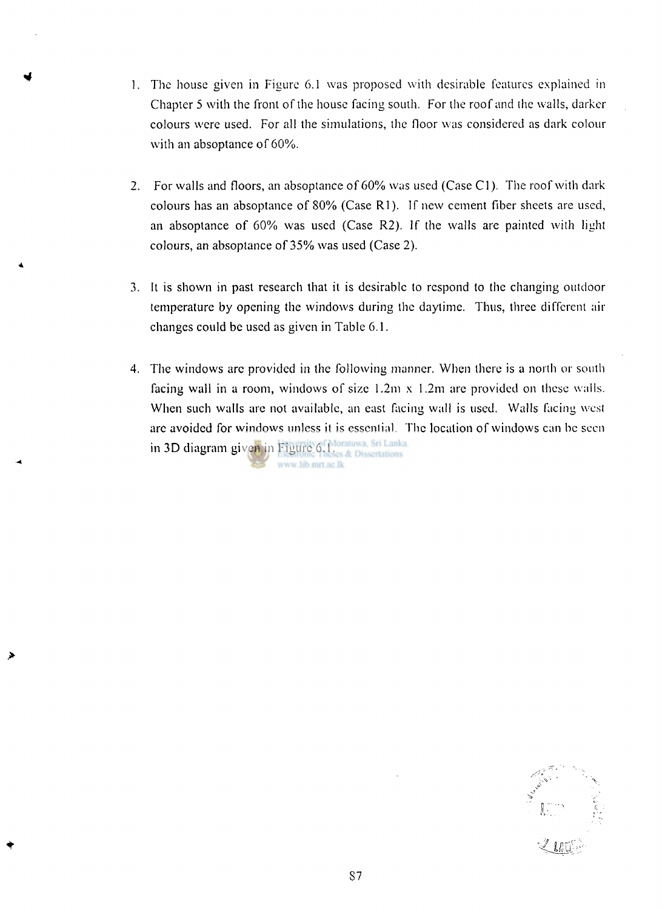1. The house given in Figure 6.1 was proposed with desirable features explained in Chapter 5 with the front of the house facing south. For the roof and the walls, darker colours were used. For all the simulations, the floor was considered as dark colour with an absoptance of 60%.

2. For walls and floors, an absoptance of 60% was used (Case C1). The roof with dark colours has an absoptance of 80% (Case R1). If new cement fiber sheets are used, an absoptance of 60% was used (Case R2). If the walls are painted with light colours, an absoptance of 35% was used (Case 2).

3. It is shown in past research that it is desirable to respond to the changing outdoor temperature by opening the windows during the daytime. Thus, three different air changes could be used as given in Table 6.1.

4. The windows are provided in the following manner. When there is a north or south facing wall in a room, windows of size 1.2m x 1.2m are provided on these walls. When such walls are not available, an east facing wall is used. Walls facing west are avoided for windows unless it is essential. The location of windows can be seen in 3D diagram given in Figure 6.1.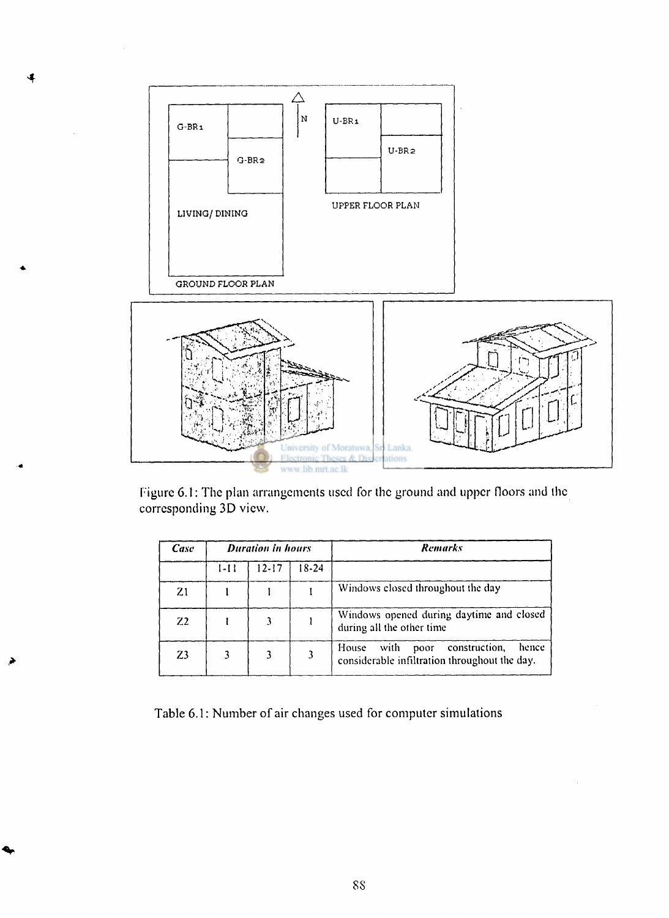G-BR1

G-BR2

LIVING/ DINING

GROUND FLOOR PLAN

N

U-BR1

U-BR2

UPPER FLOOR PLAN

Figure 6.1: The plan arrangements used for the ground and upper floors and the corresponding 3D view.

| *Case* | *Duration in hours* | | | *Remarks* |
|---|---|---|---|---|
| | 1-11 | 12-17 | 18-24 | |
| Z1 | 1 | 1 | 1 | Windows closed throughout the day |
| Z2 | 1 | 3 | 1 | Windows opened during daytime and closed during all the other time |
| Z3 | 3 | 3 | 3 | House with poor construction, hence considerable infiltration throughout the day. |

Table 6.1: Number of air changes used for computer simulations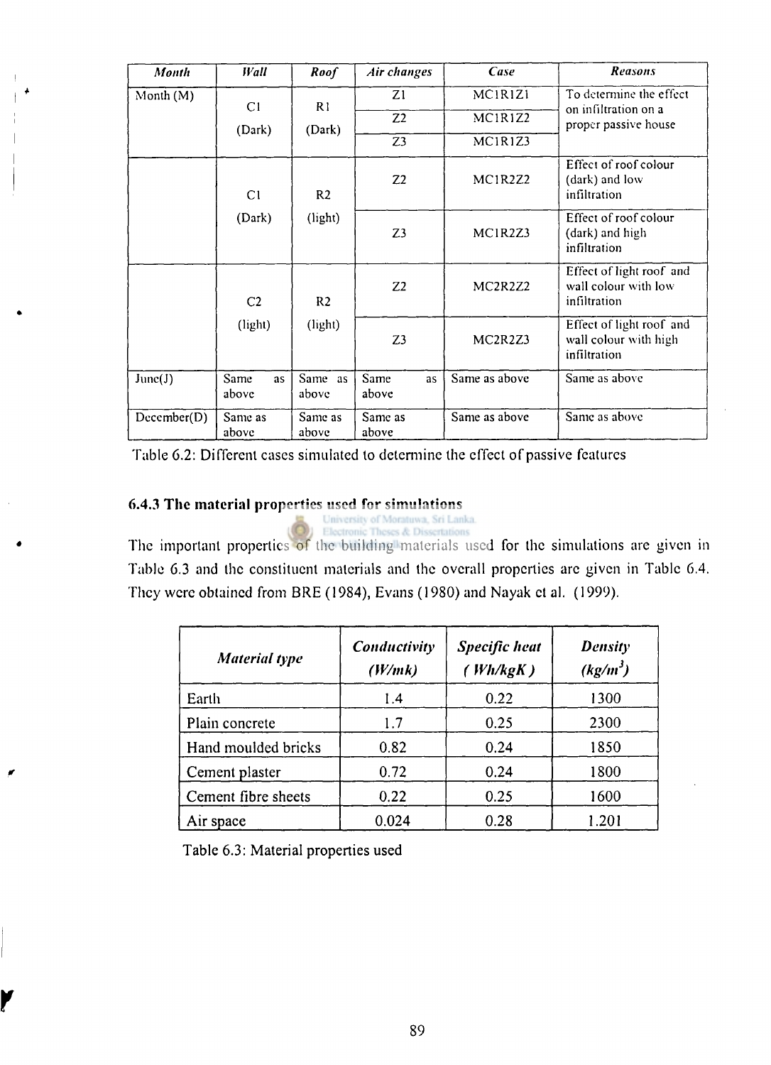| Month | Wall | Roof | Air changes | Case | Reasons |
|---|---|---|---|---|---|
| Month (M) | C1 (Dark) | R1 (Dark) | Z1 | MC1R1Z1 | To determine the effect on infiltration on a proper passive house |
| | | | Z2 | MC1R1Z2 | |
| | | | Z3 | MC1R1Z3 | |
| | C1 (Dark) | R2 (light) | Z2 | MC1R2Z2 | Effect of roof colour (dark) and low infiltration |
| | | | Z3 | MC1R2Z3 | Effect of roof colour (dark) and high infiltration |
| | C2 (light) | R2 (light) | Z2 | MC2R2Z2 | Effect of light roof and wall colour with low infiltration |
| | | | Z3 | MC2R2Z3 | Effect of light roof and wall colour with high infiltration |
| June(J) | Same as above | Same as above | Same as above | Same as above | Same as above |
| December(D) | Same as above | Same as above | Same as above | Same as above | Same as above |

Table 6.2: Different cases simulated to determine the effect of passive features

### 6.4.3 The material properties used for simulations

The important properties of the building materials used for the simulations are given in Table 6.3 and the constituent materials and the overall properties are given in Table 6.4. They were obtained from BRE (1984), Evans (1980) and Nayak et al. (1999).

| *Material type* | *Conductivity (W/mk)* | *Specific heat ( Wh/kgK )* | *Density ($kg/m^3$)* |
|---|---|---|---|
| Earth | 1.4 | 0.22 | 1300 |
| Plain concrete | 1.7 | 0.25 | 2300 |
| Hand moulded bricks | 0.82 | 0.24 | 1850 |
| Cement plaster | 0.72 | 0.24 | 1800 |
| Cement fibre sheets | 0.22 | 0.25 | 1600 |
| Air space | 0.024 | 0.28 | 1.201 |

Table 6.3: Material properties used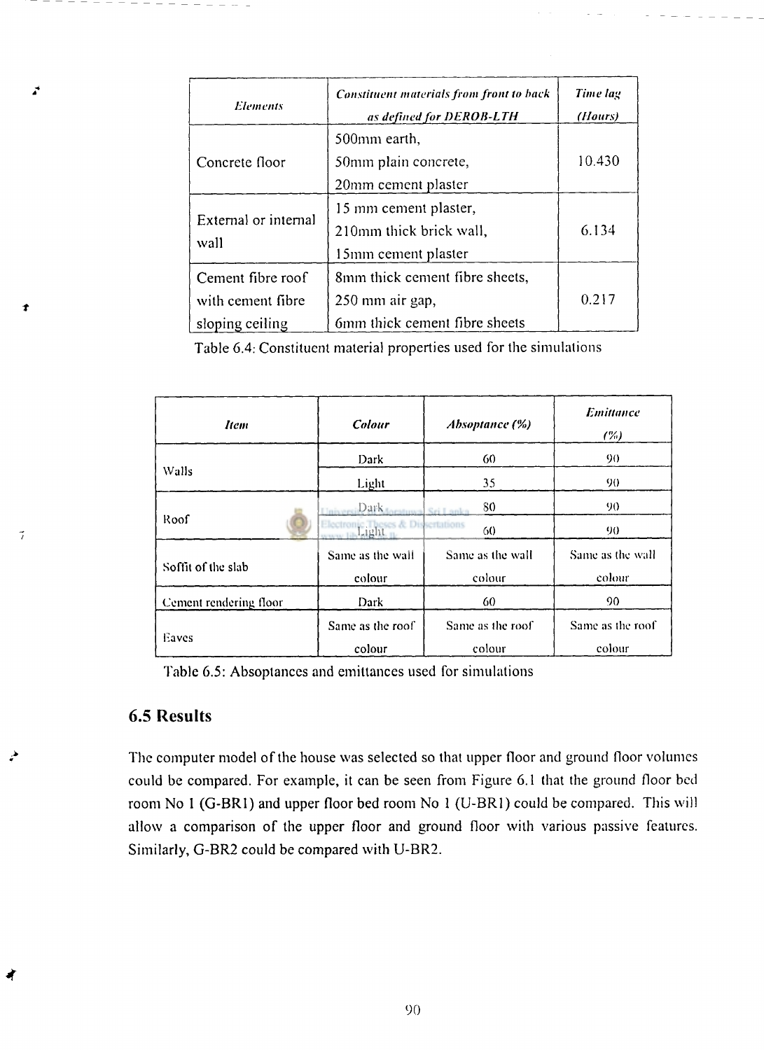| *Elements* | *Constituent materials from front to back as defined for DEROB-LTH* | *Time lag (Hours)* |
|---|---|---|
| Concrete floor | 500mm earth,<br>50mm plain concrete,<br>20mm cement plaster | 10.430 |
| External or internal wall | 15 mm cement plaster,<br>210mm thick brick wall,<br>15mm cement plaster | 6.134 |
| Cement fibre roof with cement fibre sloping ceiling | 8mm thick cement fibre sheets,<br>250 mm air gap,<br>6mm thick cement fibre sheets | 0.217 |

Table 6.4: Constituent material properties used for the simulations

| *Item* | *Colour* | *Absoptance (%)* | *Emittance (%)* |
|---|---|---|---|
| Walls | Dark | 60 | 90 |
| | Light | 35 | 90 |
| Roof | Dark | 80 | 90 |
| | Light | 60 | 90 |
| Soffit of the slab | Same as the wall colour | Same as the wall colour | Same as the wall colour |
| Cement rendering floor | Dark | 60 | 90 |
| Eaves | Same as the roof colour | Same as the roof colour | Same as the roof colour |

Table 6.5: Absoptances and emittances used for simulations

## 6.5 Results

The computer model of the house was selected so that upper floor and ground floor volumes could be compared. For example, it can be seen from Figure 6.1 that the ground floor bed room No 1 (G-BR1) and upper floor bed room No 1 (U-BR1) could be compared. This will allow a comparison of the upper floor and ground floor with various passive features. Similarly, G-BR2 could be compared with U-BR2.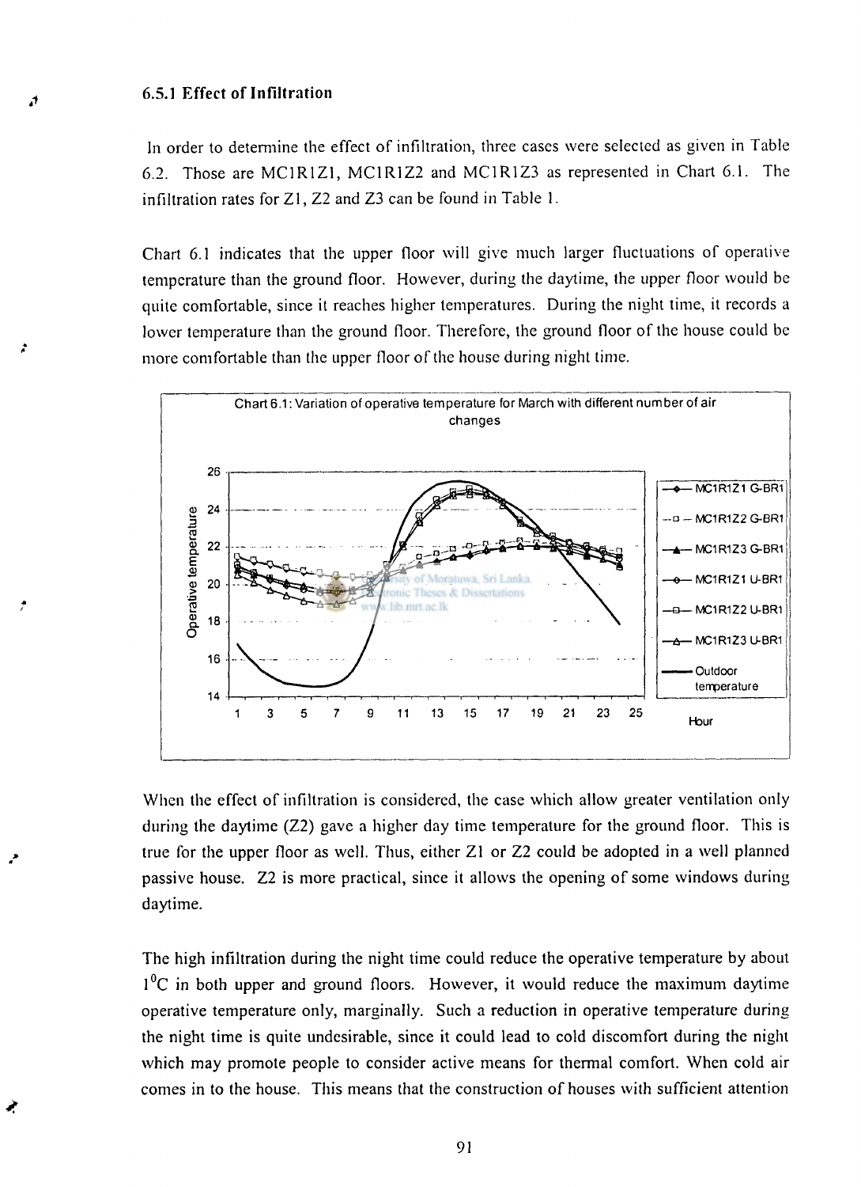### 6.5.1 Effect of Infiltration

In order to determine the effect of infiltration, three cases were selected as given in Table 6.2. Those are MC1R1Z1, MC1R1Z2 and MC1R1Z3 as represented in Chart 6.1. The infiltration rates for Z1, Z2 and Z3 can be found in Table 1.

Chart 6.1 indicates that the upper floor will give much larger fluctuations of operative temperature than the ground floor. However, during the daytime, the upper floor would be quite comfortable, since it reaches higher temperatures. During the night time, it records a lower temperature than the ground floor. Therefore, the ground floor of the house could be more comfortable than the upper floor of the house during night time.

Chart 6.1: Variation of operative temperature for March with different number of air changes

When the effect of infiltration is considered, the case which allow greater ventilation only during the daytime (Z2) gave a higher day time temperature for the ground floor. This is true for the upper floor as well. Thus, either Z1 or Z2 could be adopted in a well planned passive house. Z2 is more practical, since it allows the opening of some windows during daytime.

The high infiltration during the night time could reduce the operative temperature by about $1^0$C in both upper and ground floors. However, it would reduce the maximum daytime operative temperature only, marginally. Such a reduction in operative temperature during the night time is quite undesirable, since it could lead to cold discomfort during the night which may promote people to consider active means for thermal comfort. When cold air comes in to the house. This means that the construction of houses with sufficient attention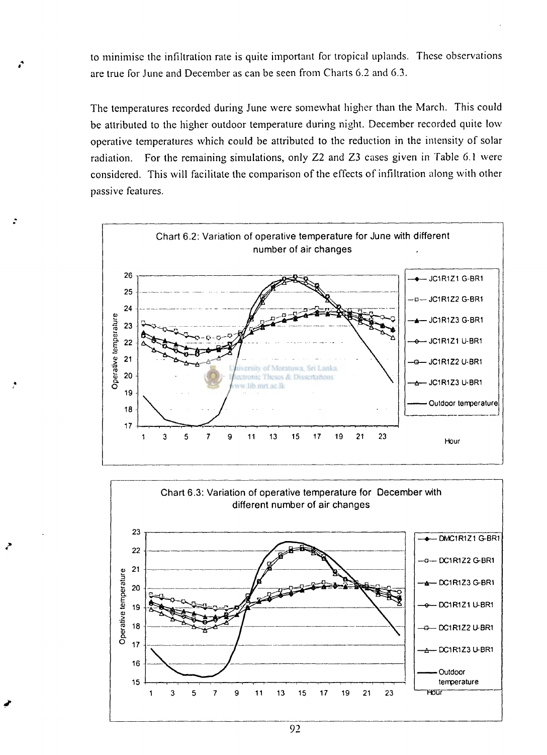to minimise the infiltration rate is quite important for tropical uplands. These observations are true for June and December as can be seen from Charts 6.2 and 6.3.

The temperatures recorded during June were somewhat higher than the March. This could be attributed to the higher outdoor temperature during night. December recorded quite low operative temperatures which could be attributed to the reduction in the intensity of solar radiation. For the remaining simulations, only Z2 and Z3 cases given in Table 6.1 were considered. This will facilitate the comparison of the effects of infiltration along with other passive features.

Chart 6.2: Variation of operative temperature for June with different number of air changes

Operative temperature

26
25
24
23
22
21
20
19
18
17

1 3 5 7 9 11 13 15 17 19 21 23

Hour

JC1R1Z1 G-BR1
JC1R1Z2 G-BR1
JC1R1Z3 G-BR1
JC1R1Z1 U-BR1
JC1R1Z2 U-BR1
JC1R1Z3 U-BR1
Outdoor temperature

Chart 6.3: Variation of operative temperature for December with different number of air changes

Operative temperature

23
22
21
20
19
18
17
16
15

1 3 5 7 9 11 13 15 17 19 21 23

Hour

DMC1R1Z1 G-BR1
DC1R1Z2 G-BR1
DC1R1Z3 G-BR1
DC1R1Z1 U-BR1
DC1R1Z2 U-BR1
DC1R1Z3 U-BR1
Outdoor temperature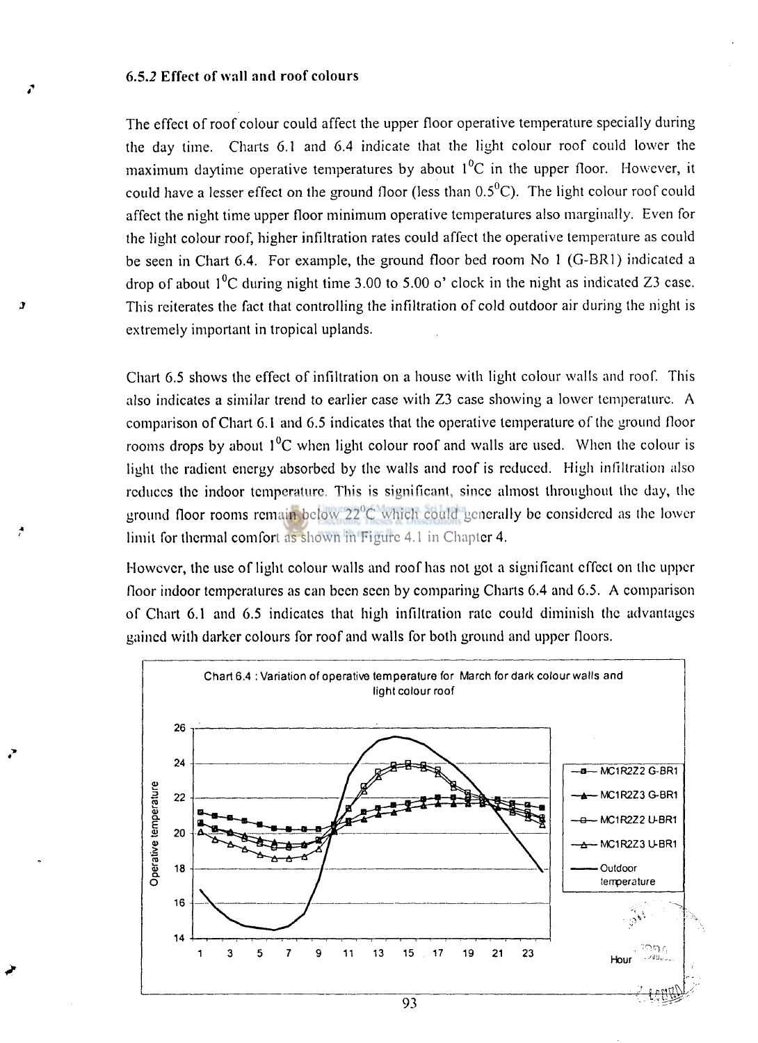### 6.5.2 Effect of wall and roof colours

The effect of roof colour could affect the upper floor operative temperature specially during the day time. Charts 6.1 and 6.4 indicate that the light colour roof could lower the maximum daytime operative temperatures by about $1^0$C in the upper floor. However, it could have a lesser effect on the ground floor (less than $0.5^0$C). The light colour roof could affect the night time upper floor minimum operative temperatures also marginally. Even for the light colour roof, higher infiltration rates could affect the operative temperature as could be seen in Chart 6.4. For example, the ground floor bed room No 1 (G-BR1) indicated a drop of about $1^0$C during night time 3.00 to 5.00 o' clock in the night as indicated Z3 case. This reiterates the fact that controlling the infiltration of cold outdoor air during the night is extremely important in tropical uplands.

Chart 6.5 shows the effect of infiltration on a house with light colour walls and roof. This also indicates a similar trend to earlier case with Z3 case showing a lower temperature. A comparison of Chart 6.1 and 6.5 indicates that the operative temperature of the ground floor rooms drops by about $1^0$C when light colour roof and walls are used. When the colour is light the radient energy absorbed by the walls and roof is reduced. High infiltration also reduces the indoor temperature. This is significant, since almost throughout the day, the ground floor rooms remain below $22^0$C which could generally be considered as the lower limit for thermal comfort as shown in Figure 4.1 in Chapter 4.

However, the use of light colour walls and roof has not got a significant effect on the upper floor indoor temperatures as can been seen by comparing Charts 6.4 and 6.5. A comparison of Chart 6.1 and 6.5 indicates that high infiltration rate could diminish the advantages gained with darker colours for roof and walls for both ground and upper floors.

Chart 6.4 : Variation of operative temperature for March for dark colour walls and light colour roof

Operative temperature

26
24
22
20
18
16
14

1 3 5 7 9 11 13 15 17 19 21 23

Hour

MC1R2Z2 G-BR1
MC1R2Z3 G-BR1
MC1R2Z2 U-BR1
MC1R2Z3 U-BR1
Outdoor temperature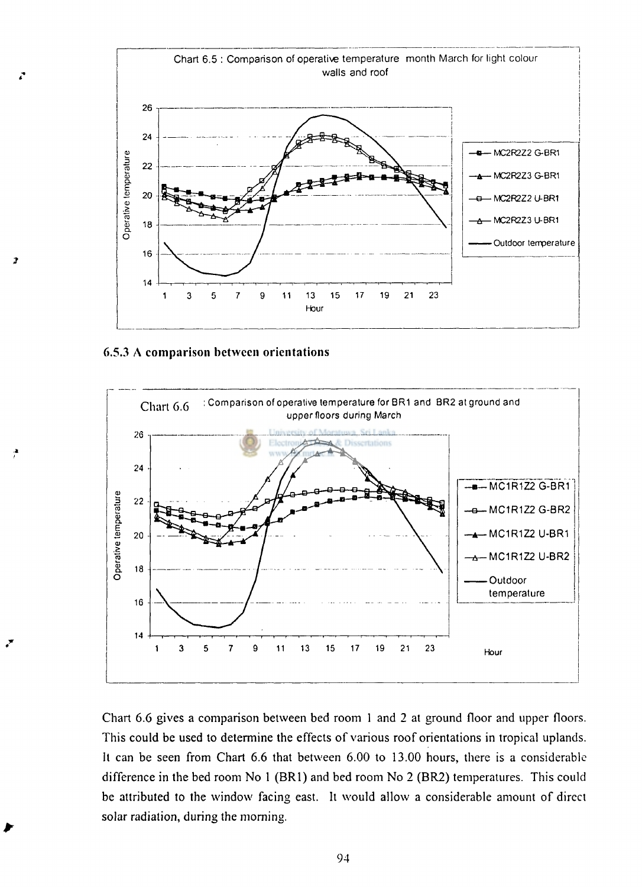Chart 6.5 : Comparison of operative temperature month March for light colour walls and roof

Operative temperature

26
24
22
20
18
16
14

1 3 5 7 9 11 13 15 17 19 21 23

Hour

MC2R2Z2 G-BR1
MC2R2Z3 G-BR1
MC2R2Z2 U-BR1
MC2R2Z3 U-BR1
Outdoor temperature

### 6.5.3 A comparison between orientations

Chart 6.6 : Comparison of operative temperature for BR1 and BR2 at ground and upper floors during March

Operative temperature

26
24
22
20
18
16
14

1 3 5 7 9 11 13 15 17 19 21 23

Hour

MC1R1Z2 G-BR1
MC1R1Z2 G-BR2
MC1R1Z2 U-BR1
MC1R1Z2 U-BR2
Outdoor temperature

Chart 6.6 gives a comparison between bed room 1 and 2 at ground floor and upper floors. This could be used to determine the effects of various roof orientations in tropical uplands. It can be seen from Chart 6.6 that between 6.00 to 13.00 hours, there is a considerable difference in the bed room No 1 (BR1) and bed room No 2 (BR2) temperatures. This could be attributed to the window facing east. It would allow a considerable amount of direct solar radiation, during the morning.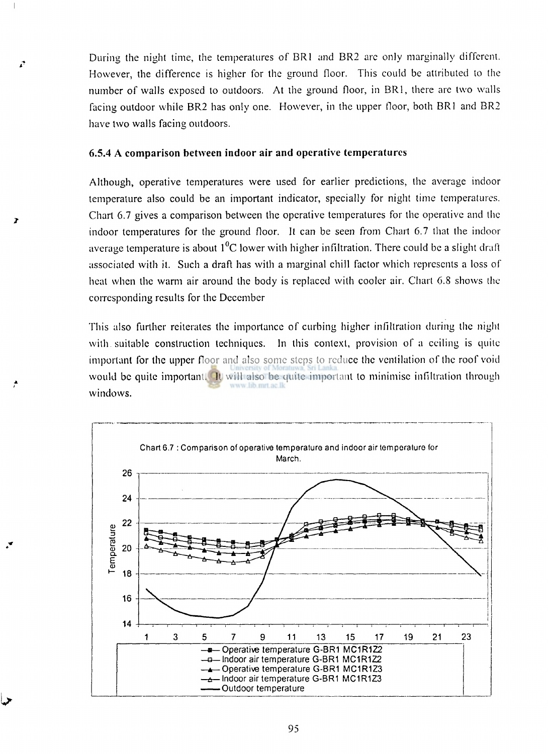During the night time, the temperatures of BR1 and BR2 are only marginally different. However, the difference is higher for the ground floor. This could be attributed to the number of walls exposed to outdoors. At the ground floor, in BR1, there are two walls facing outdoor while BR2 has only one. However, in the upper floor, both BR1 and BR2 have two walls facing outdoors.

### 6.5.4 A comparison between indoor air and operative temperatures

Although, operative temperatures were used for earlier predictions, the average indoor temperature also could be an important indicator, specially for night time temperatures. Chart 6.7 gives a comparison between the operative temperatures for the operative and the indoor temperatures for the ground floor. It can be seen from Chart 6.7 that the indoor average temperature is about $1^0$C lower with higher infiltration. There could be a slight draft associated with it. Such a draft has with a marginal chill factor which represents a loss of heat when the warm air around the body is replaced with cooler air. Chart 6.8 shows the corresponding results for the December

This also further reiterates the importance of curbing higher infiltration during the night with suitable construction techniques. In this context, provision of a ceiling is quite important for the upper floor and also some steps to reduce the ventilation of the roof void would be quite important. It will also be quite important to minimise infiltration through windows.

Chart 6.7 : Comparison of operative temperature and indoor air temperature for March.

Temperature

26
24
22
20
18
16
14

1 3 5 7 9 11 13 15 17 19 21 23

Operative temperature G-BR1 MC1R1Z2
Indoor air temperature G-BR1 MC1R1Z2
Operative temperature G-BR1 MC1R1Z3
Indoor air temperature G-BR1 MC1R1Z3
Outdoor temperature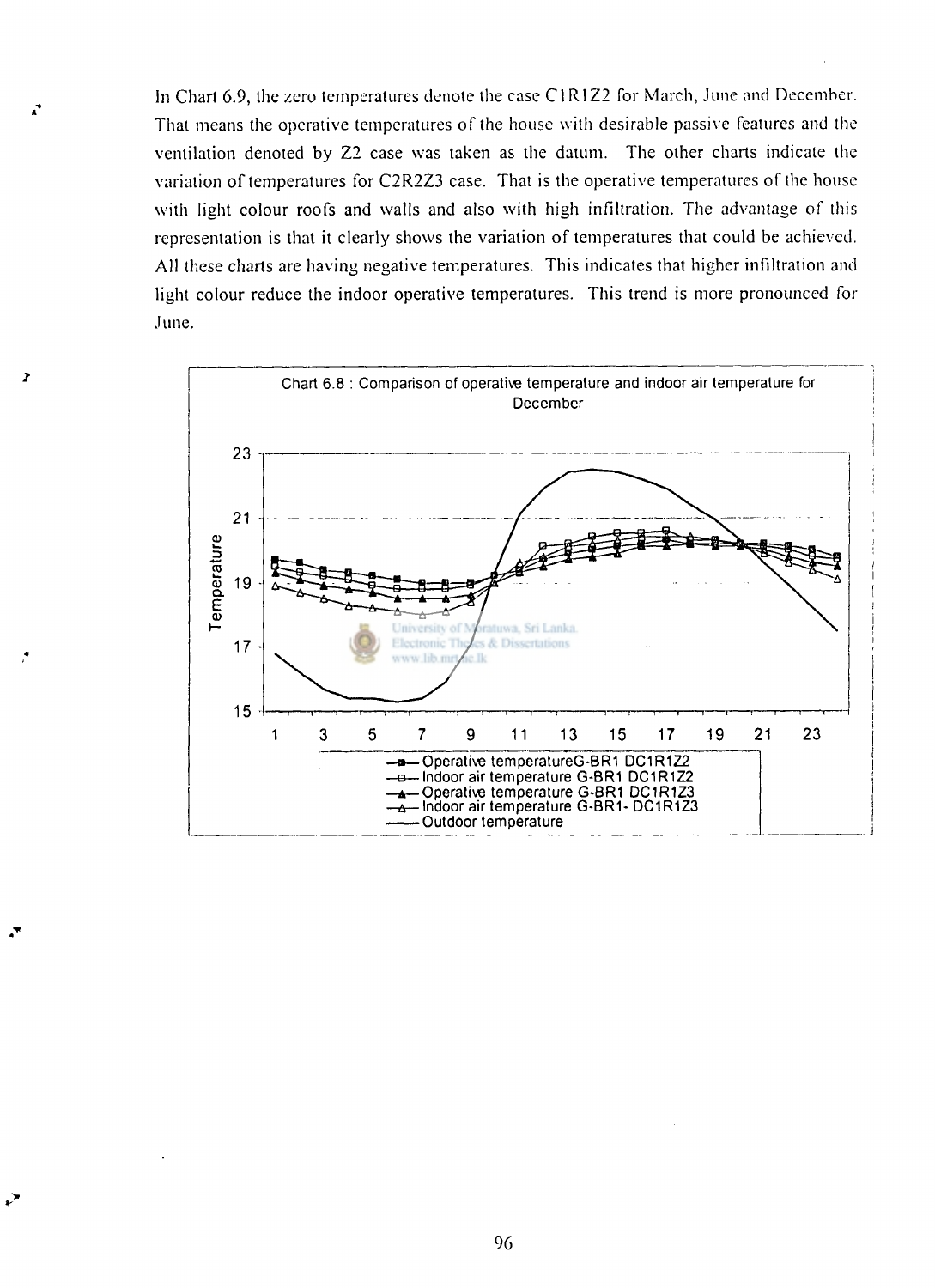In Chart 6.9, the zero temperatures denote the case C1R1Z2 for March, June and December. That means the operative temperatures of the house with desirable passive features and the ventilation denoted by Z2 case was taken as the datum. The other charts indicate the variation of temperatures for C2R2Z3 case. That is the operative temperatures of the house with light colour roofs and walls and also with high infiltration. The advantage of this representation is that it clearly shows the variation of temperatures that could be achieved. All these charts are having negative temperatures. This indicates that higher infiltration and light colour reduce the indoor operative temperatures. This trend is more pronounced for June.

Chart 6.8 : Comparison of operative temperature and indoor air temperature for December

Temperature

23
21
19
17
15

1 3 5 7 9 11 13 15 17 19 21 23

- Operative temperatureG-BR1 DC1R1Z2
- Indoor air temperature G-BR1 DC1R1Z2
- Operative temperature G-BR1 DC1R1Z3
- Indoor air temperature G-BR1- DC1R1Z3
- Outdoor temperature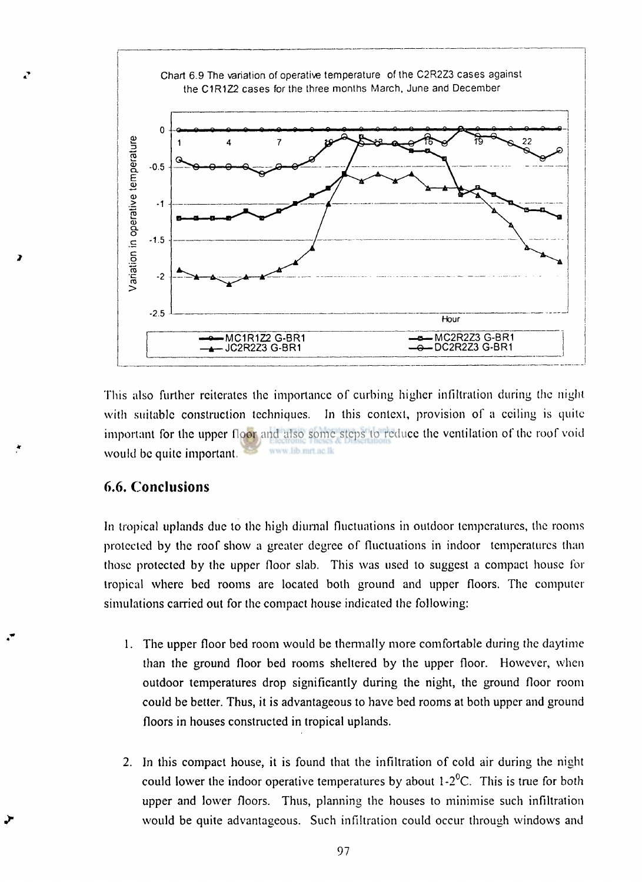Chart 6.9 The variation of operative temperature of the C2R2Z3 cases against the C1R1Z2 cases for the three months March, June and December

Variation in operative temperature

0
-0.5
-1
-1.5
-2
-2.5

1 4 7 10 13 16 19 22

Hour

MC1R1Z2 G-BR1
MC2R2Z3 G-BR1
JC2R2Z3 G-BR1
DC2R2Z3 G-BR1

This also further reiterates the importance of curbing higher infiltration during the night with suitable construction techniques. In this context, provision of a ceiling is quite important for the upper floor and also some steps to reduce the ventilation of the roof void would be quite important.

## 6.6. Conclusions

In tropical uplands due to the high diurnal fluctuations in outdoor temperatures, the rooms protected by the roof show a greater degree of fluctuations in indoor temperatures than those protected by the upper floor slab. This was used to suggest a compact house for tropical where bed rooms are located both ground and upper floors. The computer simulations carried out for the compact house indicated the following:

1. The upper floor bed room would be thermally more comfortable during the daytime than the ground floor bed rooms sheltered by the upper floor. However, when outdoor temperatures drop significantly during the night, the ground floor room could be better. Thus, it is advantageous to have bed rooms at both upper and ground floors in houses constructed in tropical uplands.

2. In this compact house, it is found that the infiltration of cold air during the night could lower the indoor operative temperatures by about 1-2$^0$C. This is true for both upper and lower floors. Thus, planning the houses to minimise such infiltration would be quite advantageous. Such infiltration could occur through windows and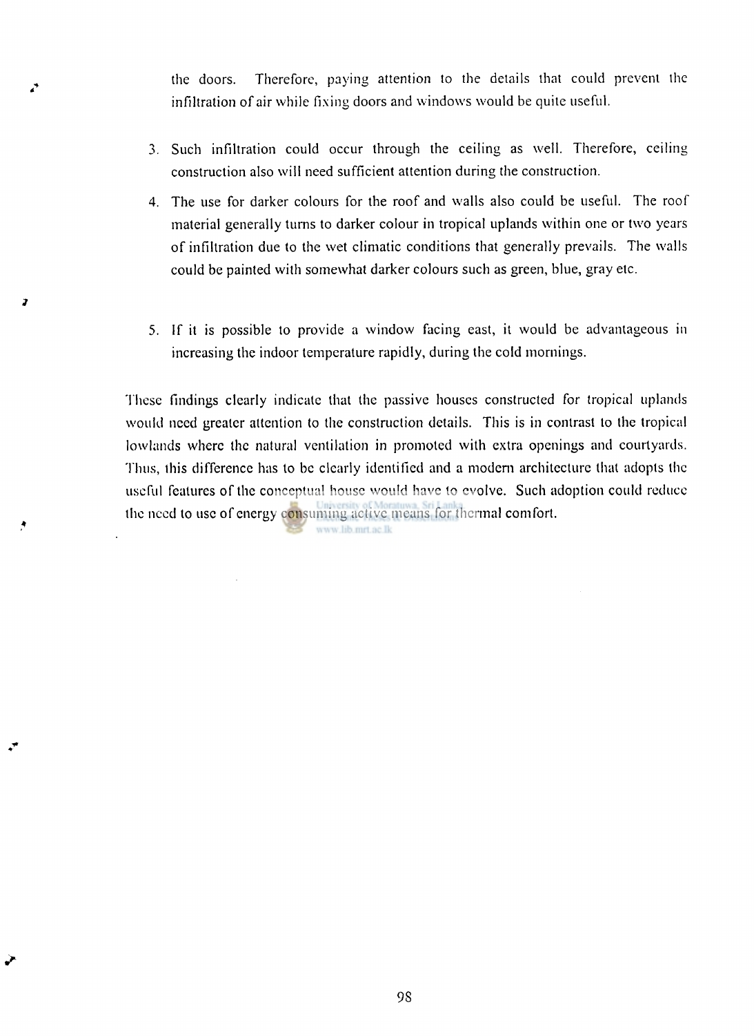the doors. Therefore, paying attention to the details that could prevent the infiltration of air while fixing doors and windows would be quite useful.

3. Such infiltration could occur through the ceiling as well. Therefore, ceiling construction also will need sufficient attention during the construction.
4. The use for darker colours for the roof and walls also could be useful. The roof material generally turns to darker colour in tropical uplands within one or two years of infiltration due to the wet climatic conditions that generally prevails. The walls could be painted with somewhat darker colours such as green, blue, gray etc.
5. If it is possible to provide a window facing east, it would be advantageous in increasing the indoor temperature rapidly, during the cold mornings.

These findings clearly indicate that the passive houses constructed for tropical uplands would need greater attention to the construction details. This is in contrast to the tropical lowlands where the natural ventilation in promoted with extra openings and courtyards. Thus, this difference has to be clearly identified and a modern architecture that adopts the useful features of the conceptual house would have to evolve. Such adoption could reduce the need to use of energy consuming active means for thermal comfort.